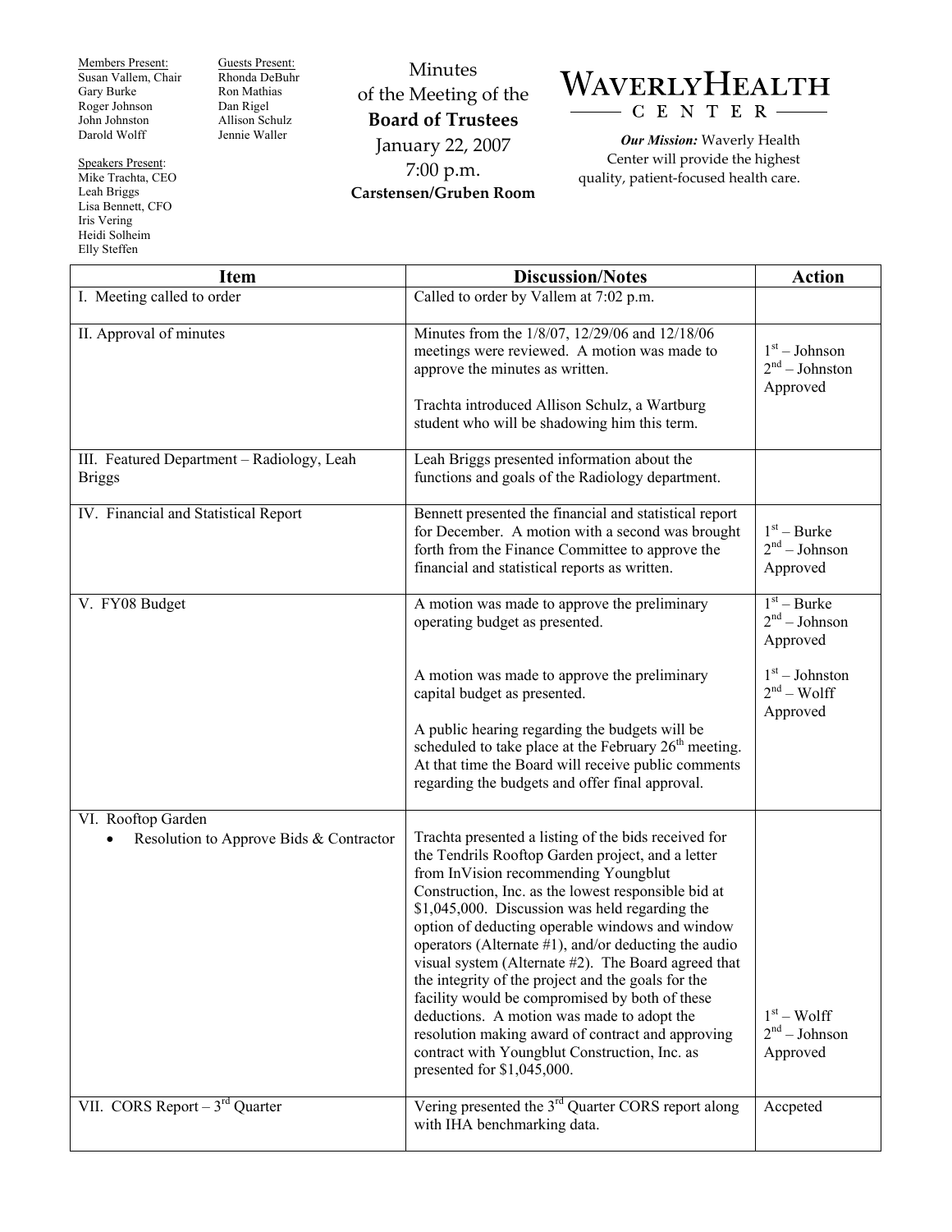Members Present:
Susan Vallem, Chair
Gary Burke
Roger Johnson
John Johnston
Darold Wolff

Speakers Present:
Mike Trachta, CEO
Leah Briggs
Lisa Bennett, CFO
Iris Vering
Heidi Solheim
Elly Steffen

Guests Present:
Rhonda DeBuhr
Ron Mathias
Dan Rigel
Allison Schulz
Jennie Waller

# Minutes of the Meeting of the **Board of Trustees**

January 22, 2007
7:00 p.m.
**Carstensen/Gruben Room**

**WAVERLY HEALTH CENTER**

***Our Mission:*** Waverly Health Center will provide the highest quality, patient-focused health care.

| Item | Discussion/Notes | Action |
| --- | --- | --- |
| I. Meeting called to order | Called to order by Vallem at 7:02 p.m. | |
| II. Approval of minutes | Minutes from the 1/8/07, 12/29/06 and 12/18/06 meetings were reviewed. A motion was made to approve the minutes as written.<br><br>Trachta introduced Allison Schulz, a Wartburg student who will be shadowing him this term. | 1st – Johnson<br>2nd – Johnston<br>Approved |
| III. Featured Department – Radiology, Leah Briggs | Leah Briggs presented information about the functions and goals of the Radiology department. | |
| IV. Financial and Statistical Report | Bennett presented the financial and statistical report for December. A motion with a second was brought forth from the Finance Committee to approve the financial and statistical reports as written. | 1st – Burke<br>2nd – Johnson<br>Approved |
| V. FY08 Budget | A motion was made to approve the preliminary operating budget as presented.<br><br>A motion was made to approve the preliminary capital budget as presented.<br><br>A public hearing regarding the budgets will be scheduled to take place at the February 26th meeting. At that time the Board will receive public comments regarding the budgets and offer final approval. | 1st – Burke<br>2nd – Johnson<br>Approved<br><br>1st – Johnston<br>2nd – Wolff<br>Approved |
| VI. Rooftop Garden<br>• Resolution to Approve Bids & Contractor | Trachta presented a listing of the bids received for the Tendrils Rooftop Garden project, and a letter from InVision recommending Youngblut Construction, Inc. as the lowest responsible bid at $1,045,000. Discussion was held regarding the option of deducting operable windows and window operators (Alternate #1), and/or deducting the audio visual system (Alternate #2). The Board agreed that the integrity of the project and the goals for the facility would be compromised by both of these deductions. A motion was made to adopt the resolution making award of contract and approving contract with Youngblut Construction, Inc. as presented for $1,045,000. | 1st – Wolff<br>2nd – Johnson<br>Approved |
| VII. CORS Report – 3rd Quarter | Vering presented the 3rd Quarter CORS report along with IHA benchmarking data. | Accpeted |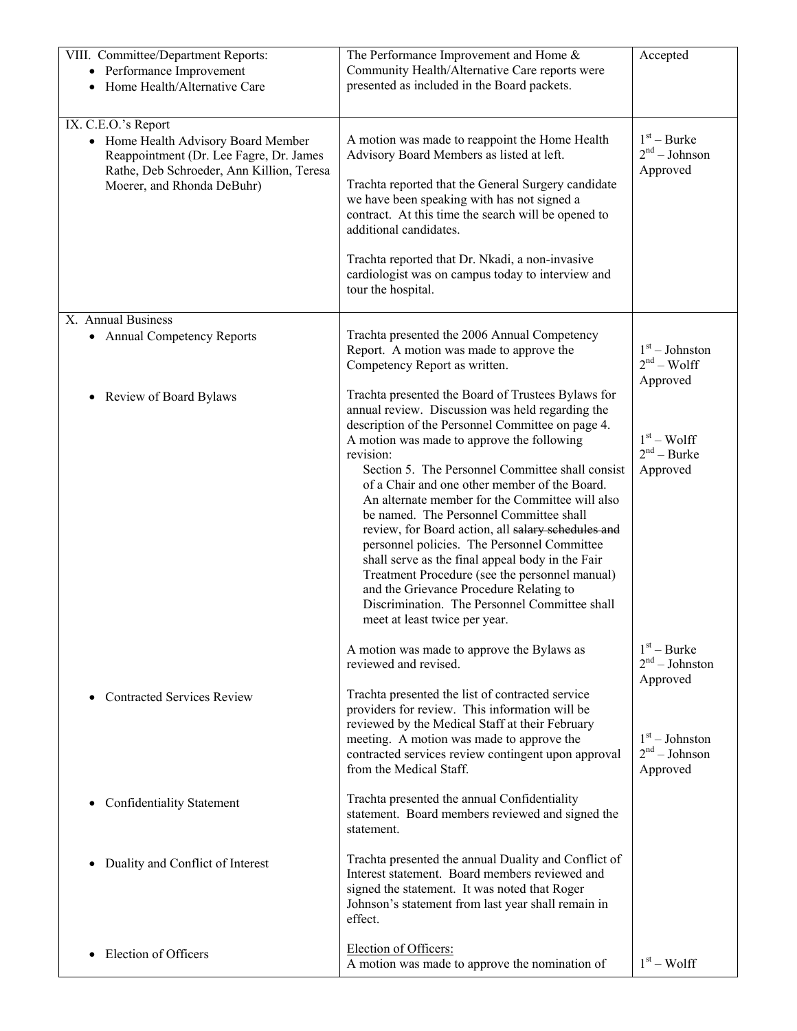| | | |
|---|---|---|
| VIII. Committee/Department Reports:<br>• Performance Improvement<br>• Home Health/Alternative Care | The Performance Improvement and Home & Community Health/Alternative Care reports were presented as included in the Board packets. | Accepted |
| IX. C.E.O.'s Report<br>• Home Health Advisory Board Member Reappointment (Dr. Lee Fagre, Dr. James Rathe, Deb Schroeder, Ann Killion, Teresa Moerer, and Rhonda DeBuhr) | A motion was made to reappoint the Home Health Advisory Board Members as listed at left.<br><br>Trachta reported that the General Surgery candidate we have been speaking with has not signed a contract. At this time the search will be opened to additional candidates.<br><br>Trachta reported that Dr. Nkadi, a non-invasive cardiologist was on campus today to interview and tour the hospital. | 1st – Burke<br>2nd – Johnson<br>Approved |
| X. Annual Business<br>• Annual Competency Reports | Trachta presented the 2006 Annual Competency Report. A motion was made to approve the Competency Report as written. | 1st – Johnston<br>2nd – Wolff<br>Approved |
| • Review of Board Bylaws | Trachta presented the Board of Trustees Bylaws for annual review. Discussion was held regarding the description of the Personnel Committee on page 4. A motion was made to approve the following revision:<br>Section 5. The Personnel Committee shall consist of a Chair and one other member of the Board. An alternate member for the Committee will also be named. The Personnel Committee shall review, for Board action, all ~~salary schedules and~~ personnel policies. The Personnel Committee shall serve as the final appeal body in the Fair Treatment Procedure (see the personnel manual) and the Grievance Procedure Relating to Discrimination. The Personnel Committee shall meet at least twice per year. | 1st – Wolff<br>2nd – Burke<br>Approved |
| | A motion was made to approve the Bylaws as reviewed and revised. | 1st – Burke<br>2nd – Johnston<br>Approved |
| • Contracted Services Review | Trachta presented the list of contracted service providers for review. This information will be reviewed by the Medical Staff at their February meeting. A motion was made to approve the contracted services review contingent upon approval from the Medical Staff. | 1st – Johnston<br>2nd – Johnson<br>Approved |
| • Confidentiality Statement | Trachta presented the annual Confidentiality statement. Board members reviewed and signed the statement. | |
| • Duality and Conflict of Interest | Trachta presented the annual Duality and Conflict of Interest statement. Board members reviewed and signed the statement. It was noted that Roger Johnson's statement from last year shall remain in effect. | |
| • Election of Officers | <u>Election of Officers:</u><br>A motion was made to approve the nomination of | 1st – Wolff |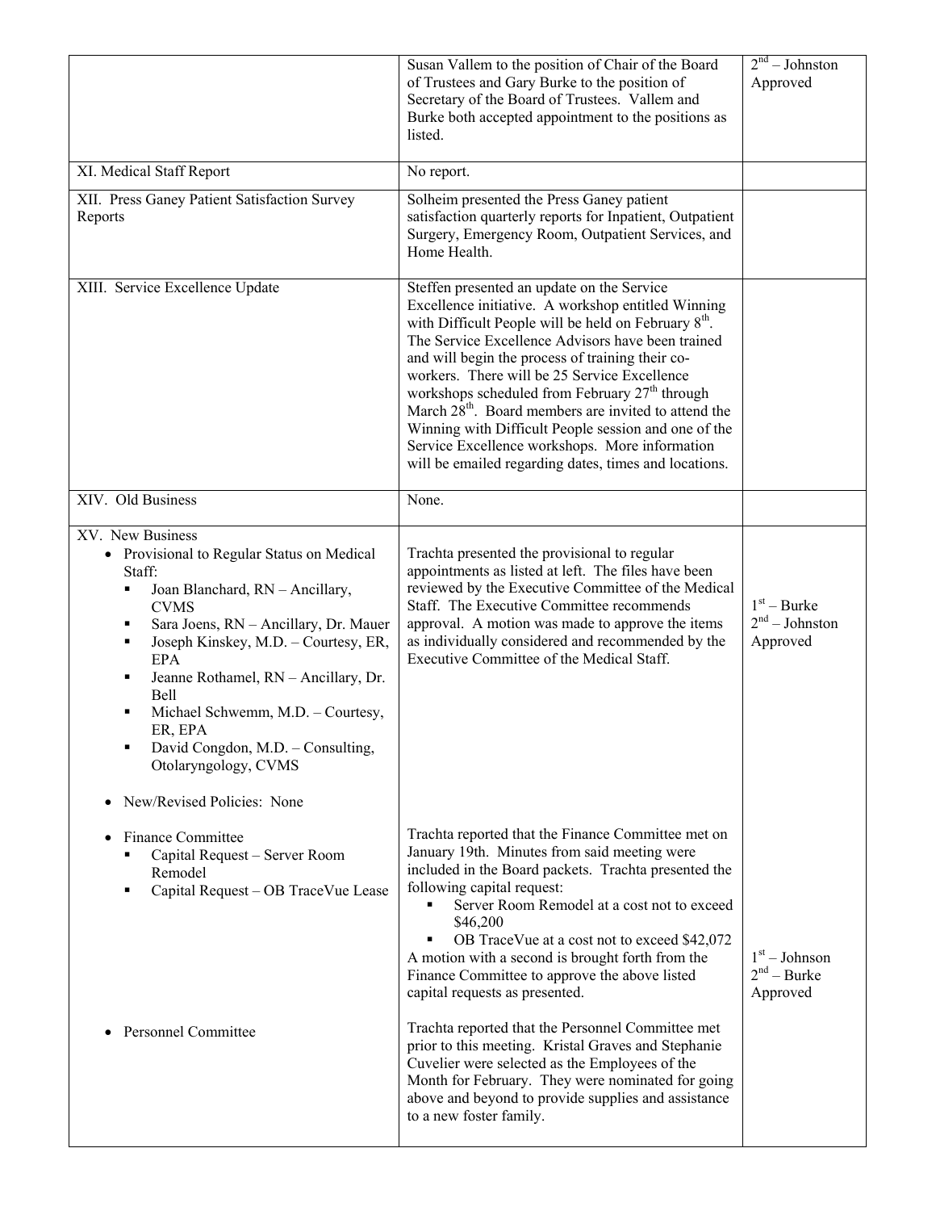| | | |
|---|---|---|
| | Susan Vallem to the position of Chair of the Board of Trustees and Gary Burke to the position of Secretary of the Board of Trustees. Vallem and Burke both accepted appointment to the positions as listed. | 2nd – Johnston Approved |
| XI. Medical Staff Report | No report. | |
| XII. Press Ganey Patient Satisfaction Survey Reports | Solheim presented the Press Ganey patient satisfaction quarterly reports for Inpatient, Outpatient Surgery, Emergency Room, Outpatient Services, and Home Health. | |
| XIII. Service Excellence Update | Steffen presented an update on the Service Excellence initiative. A workshop entitled Winning with Difficult People will be held on February 8th. The Service Excellence Advisors have been trained and will begin the process of training their co-workers. There will be 25 Service Excellence workshops scheduled from February 27th through March 28th. Board members are invited to attend the Winning with Difficult People session and one of the Service Excellence workshops. More information will be emailed regarding dates, times and locations. | |
| XIV. Old Business | None. | |
| XV. New Business<br>• Provisional to Regular Status on Medical Staff:<br>▪ Joan Blanchard, RN – Ancillary, CVMS<br>▪ Sara Joens, RN – Ancillary, Dr. Mauer<br>▪ Joseph Kinskey, M.D. – Courtesy, ER, EPA<br>▪ Jeanne Rothamel, RN – Ancillary, Dr. Bell<br>▪ Michael Schwemm, M.D. – Courtesy, ER, EPA<br>▪ David Congdon, M.D. – Consulting, Otolaryngology, CVMS | Trachta presented the provisional to regular appointments as listed at left. The files have been reviewed by the Executive Committee of the Medical Staff. The Executive Committee recommends approval. A motion was made to approve the items as individually considered and recommended by the Executive Committee of the Medical Staff. | 1st – Burke<br>2nd – Johnston<br>Approved |
| • New/Revised Policies: None | | |
| • Finance Committee<br>▪ Capital Request – Server Room Remodel<br>▪ Capital Request – OB TraceVue Lease | Trachta reported that the Finance Committee met on January 19th. Minutes from said meeting were included in the Board packets. Trachta presented the following capital request:<br>▪ Server Room Remodel at a cost not to exceed $46,200<br>▪ OB TraceVue at a cost not to exceed $42,072<br>A motion with a second is brought forth from the Finance Committee to approve the above listed capital requests as presented. | 1st – Johnson<br>2nd – Burke<br>Approved |
| • Personnel Committee | Trachta reported that the Personnel Committee met prior to this meeting. Kristal Graves and Stephanie Cuvelier were selected as the Employees of the Month for February. They were nominated for going above and beyond to provide supplies and assistance to a new foster family. | |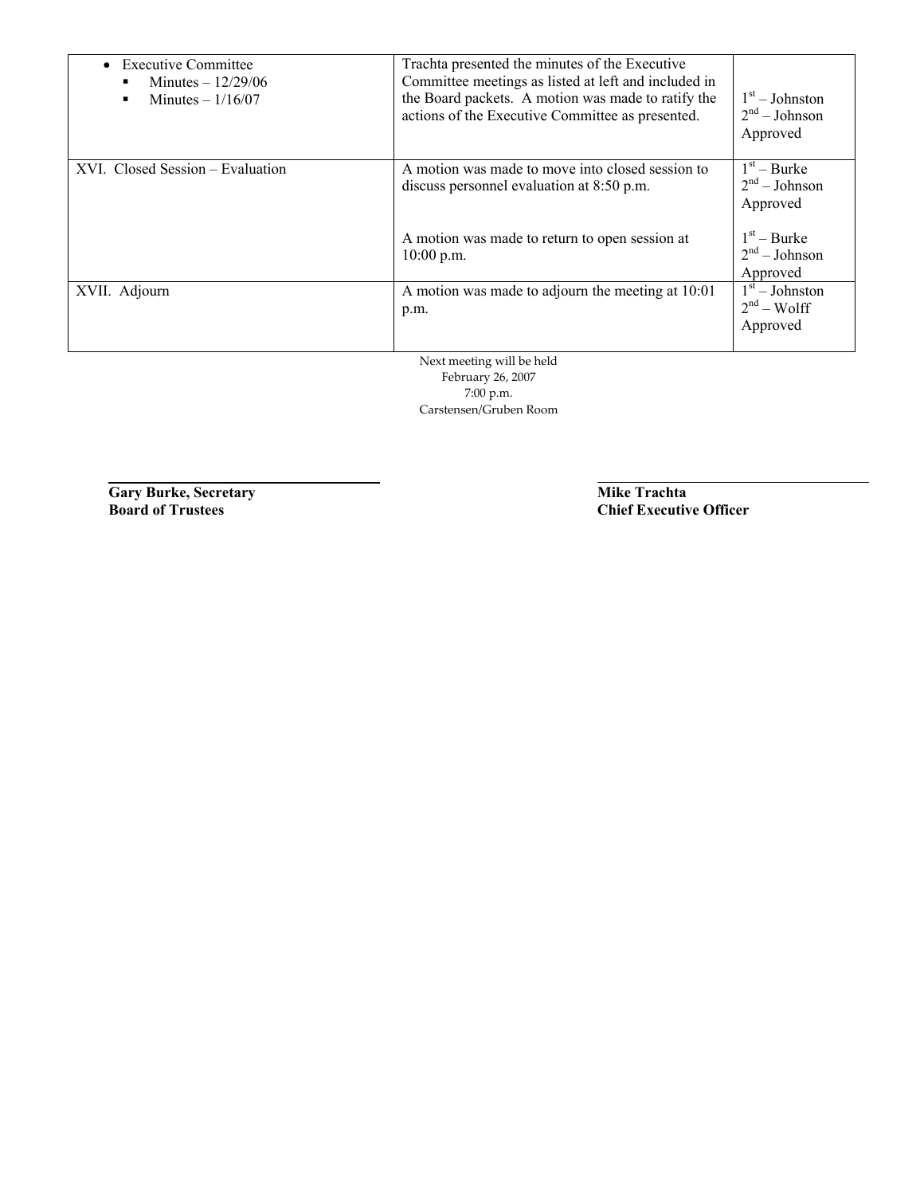| | | |
|---|---|---|
| • Executive Committee<br>▪ Minutes – 12/29/06<br>▪ Minutes – 1/16/07 | Trachta presented the minutes of the Executive Committee meetings as listed at left and included in the Board packets. A motion was made to ratify the actions of the Executive Committee as presented. | $1^{st}$ – Johnston<br>$2^{nd}$ – Johnson<br>Approved |
| XVI. Closed Session – Evaluation | A motion was made to move into closed session to discuss personnel evaluation at 8:50 p.m.<br><br>A motion was made to return to open session at 10:00 p.m. | $1^{st}$ – Burke<br>$2^{nd}$ – Johnson<br>Approved<br><br>$1^{st}$ – Burke<br>$2^{nd}$ – Johnson<br>Approved |
| XVII. Adjourn | A motion was made to adjourn the meeting at 10:01 p.m. | $1^{st}$ – Johnston<br>$2^{nd}$ – Wolff<br>Approved |

Next meeting will be held
February 26, 2007
7:00 p.m.
Carstensen/Gruben Room

**Gary Burke, Secretary**
**Board of Trustees**

**Mike Trachta**
**Chief Executive Officer**